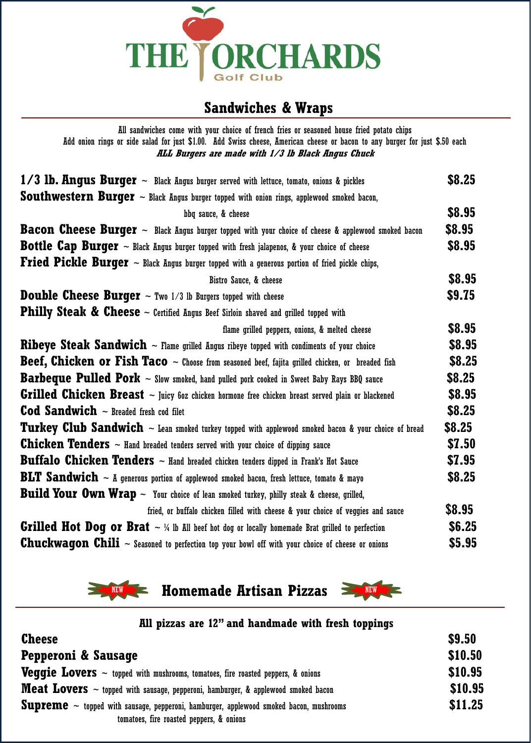# THE ORCHARDS Golf Club

## Sandwiches & Wraps

All sandwiches come with your choice of french fries or seasoned house fried potato chips
Add onion rings or side salad for just $1.00. Add Swiss cheese, American cheese or bacon to any burger for just $.50 each
***ALL Burgers are made with 1/3 lb Black Angus Chuck***

**1/3 lb. Angus Burger** ~ Black Angus burger served with lettuce, tomato, onions & pickles **$8.25**

**Southwestern Burger** ~ Black Angus burger topped with onion rings, applewood smoked bacon, bbq sauce, & cheese **$8.95**

**Bacon Cheese Burger** ~ Black Angus burger topped with your choice of cheese & applewood smoked bacon **$8.95**

**Bottle Cap Burger** ~ Black Angus burger topped with fresh jalapenos, & your choice of cheese **$8.95**

**Fried Pickle Burger** ~ Black Angus burger topped with a generous portion of fried pickle chips, Bistro Sauce, & cheese **$8.95**

**Double Cheese Burger** ~ Two 1/3 lb Burgers topped with cheese **$9.75**

**Philly Steak & Cheese** ~ Certified Angus Beef Sirloin shaved and grilled topped with flame grilled peppers, onions, & melted cheese **$8.95**

**Ribeye Steak Sandwich** ~ Flame grilled Angus ribeye topped with condiments of your choice **$8.95**

**Beef, Chicken or Fish Taco** ~ Choose from seasoned beef, fajita grilled chicken, or breaded fish **$8.25**

**Barbeque Pulled Pork** ~ Slow smoked, hand pulled pork cooked in Sweet Baby Rays BBQ sauce **$8.25**

**Grilled Chicken Breast** ~ Juicy 6oz chicken hormone free chicken breast served plain or blackened **$8.95**

**Cod Sandwich** ~ Breaded fresh cod filet **$8.25**

**Turkey Club Sandwich** ~ Lean smoked turkey topped with applewood smoked bacon & your choice of bread **$8.25**

**Chicken Tenders** ~ Hand breaded tenders served with your choice of dipping sauce **$7.50**

**Buffalo Chicken Tenders** ~ Hand breaded chicken tenders dipped in Frank's Hot Sauce **$7.95**

**BLT Sandwich** ~ A generous portion of applewood smoked bacon, fresh lettuce, tomato & mayo **$8.25**

**Build Your Own Wrap** ~ Your choice of lean smoked turkey, philly steak & cheese, grilled, fried, or buffalo chicken filled with cheese & your choice of veggies and sauce **$8.95**

**Grilled Hot Dog or Brat** ~ ¼ lb All beef hot dog or locally homemade Brat grilled to perfection **$6.25**

**Chuckwagon Chili** ~ Seasoned to perfection top your bowl off with your choice of cheese or onions **$5.95**

## NEW Homemade Artisan Pizzas NEW

**All pizzas are 12" and handmade with fresh toppings**

**Cheese** **$9.50**

**Pepperoni & Sausage** **$10.50**

**Veggie Lovers** ~ topped with mushrooms, tomatoes, fire roasted peppers, & onions **$10.95**

**Meat Lovers** ~ topped with sausage, pepperoni, hamburger, & applewood smoked bacon **$10.95**

**Supreme** ~ topped with sausage, pepperoni, hamburger, applewood smoked bacon, mushrooms tomatoes, fire roasted peppers, & onions **$11.25**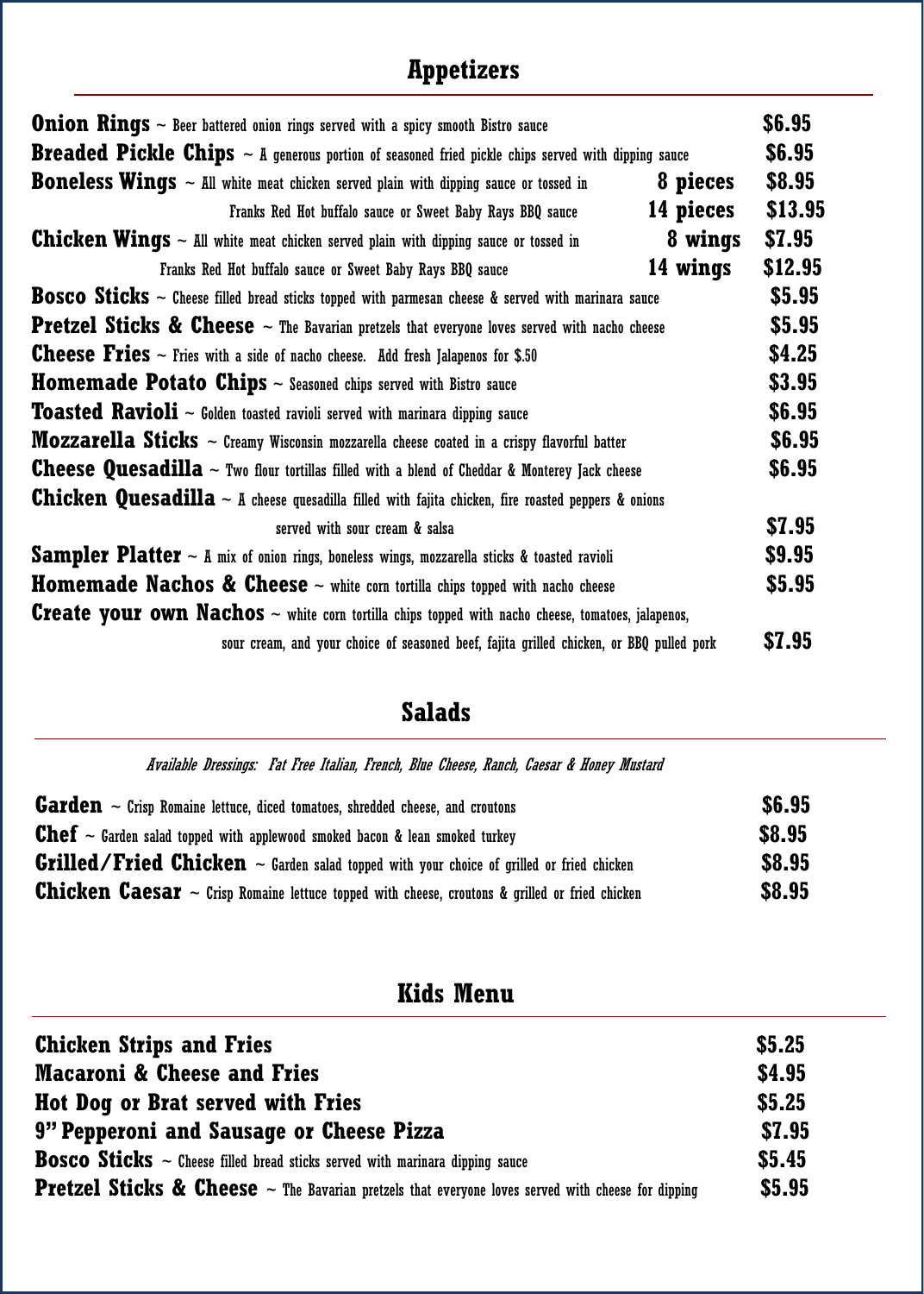## Appetizers

**Onion Rings** ~ Beer battered onion rings served with a spicy smooth Bistro sauce **$6.95**

**Breaded Pickle Chips** ~ A generous portion of seasoned fried pickle chips served with dipping sauce **$6.95**

**Boneless Wings** ~ All white meat chicken served plain with dipping sauce or tossed in Franks Red Hot buffalo sauce or Sweet Baby Rays BBQ sauce **8 pieces $8.95** / **14 pieces $13.95**

**Chicken Wings** ~ All white meat chicken served plain with dipping sauce or tossed in Franks Red Hot buffalo sauce or Sweet Baby Rays BBQ sauce **8 wings $7.95** / **14 wings $12.95**

**Bosco Sticks** ~ Cheese filled bread sticks topped with parmesan cheese & served with marinara sauce **$5.95**

**Pretzel Sticks & Cheese** ~ The Bavarian pretzels that everyone loves served with nacho cheese **$5.95**

**Cheese Fries** ~ Fries with a side of nacho cheese. Add fresh Jalapenos for $.50 **$4.25**

**Homemade Potato Chips** ~ Seasoned chips served with Bistro sauce **$3.95**

**Toasted Ravioli** ~ Golden toasted ravioli served with marinara dipping sauce **$6.95**

**Mozzarella Sticks** ~ Creamy Wisconsin mozzarella cheese coated in a crispy flavorful batter **$6.95**

**Cheese Quesadilla** ~ Two flour tortillas filled with a blend of Cheddar & Monterey Jack cheese **$6.95**

**Chicken Quesadilla** ~ A cheese quesadilla filled with fajita chicken, fire roasted peppers & onions served with sour cream & salsa **$7.95**

**Sampler Platter** ~ A mix of onion rings, boneless wings, mozzarella sticks & toasted ravioli **$9.95**

**Homemade Nachos & Cheese** ~ white corn tortilla chips topped with nacho cheese **$5.95**

**Create your own Nachos** ~ white corn tortilla chips topped with nacho cheese, tomatoes, jalapenos, sour cream, and your choice of seasoned beef, fajita grilled chicken, or BBQ pulled pork **$7.95**

## Salads

*Available Dressings: Fat Free Italian, French, Blue Cheese, Ranch, Caesar & Honey Mustard*

**Garden** ~ Crisp Romaine lettuce, diced tomatoes, shredded cheese, and croutons **$6.95**

**Chef** ~ Garden salad topped with applewood smoked bacon & lean smoked turkey **$8.95**

**Grilled/Fried Chicken** ~ Garden salad topped with your choice of grilled or fried chicken **$8.95**

**Chicken Caesar** ~ Crisp Romaine lettuce topped with cheese, croutons & grilled or fried chicken **$8.95**

## Kids Menu

**Chicken Strips and Fries** **$5.25**

**Macaroni & Cheese and Fries** **$4.95**

**Hot Dog or Brat served with Fries** **$5.25**

**9" Pepperoni and Sausage or Cheese Pizza** **$7.95**

**Bosco Sticks** ~ Cheese filled bread sticks served with marinara dipping sauce **$5.45**

**Pretzel Sticks & Cheese** ~ The Bavarian pretzels that everyone loves served with cheese for dipping **$5.95**